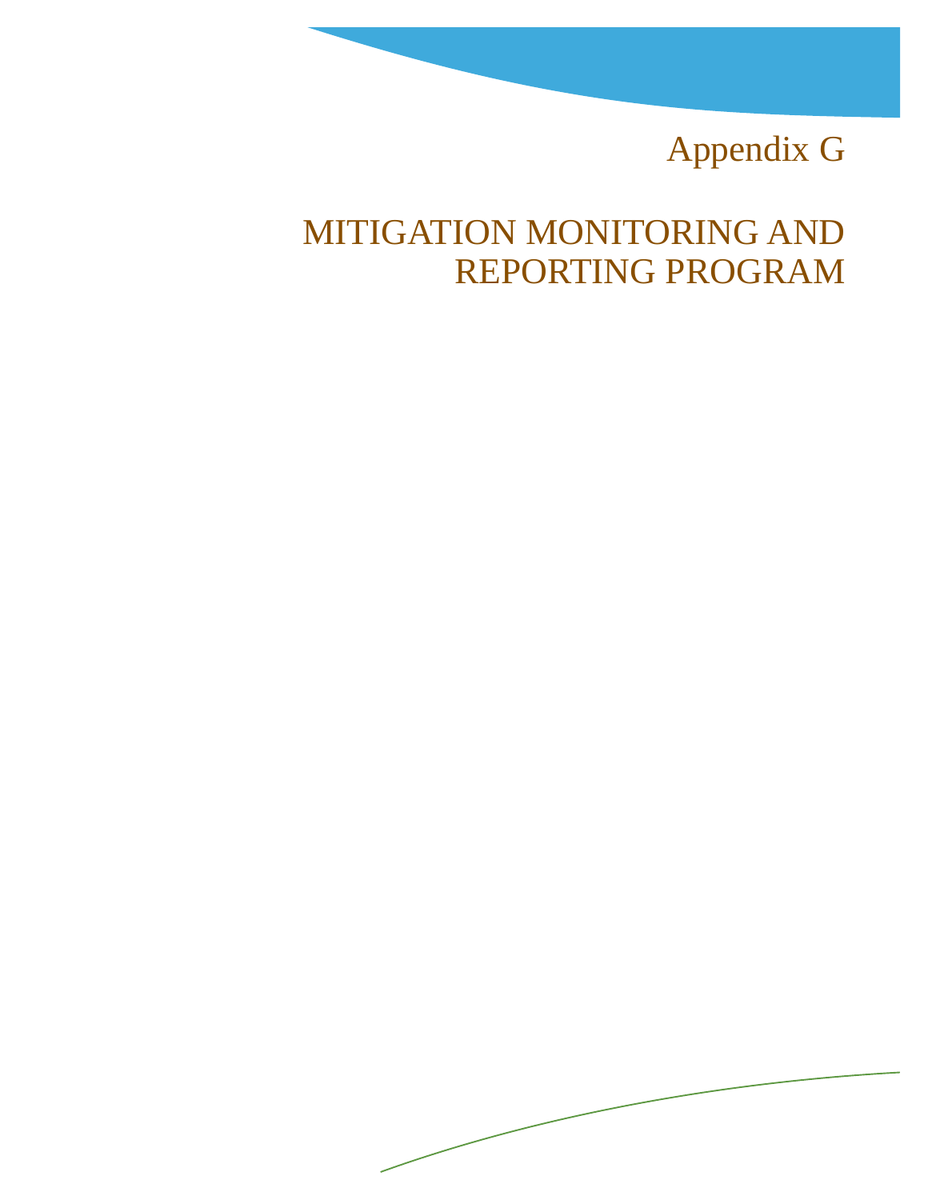# Appendix G

# MITIGATION MONITORING AND REPORTING PROGRAM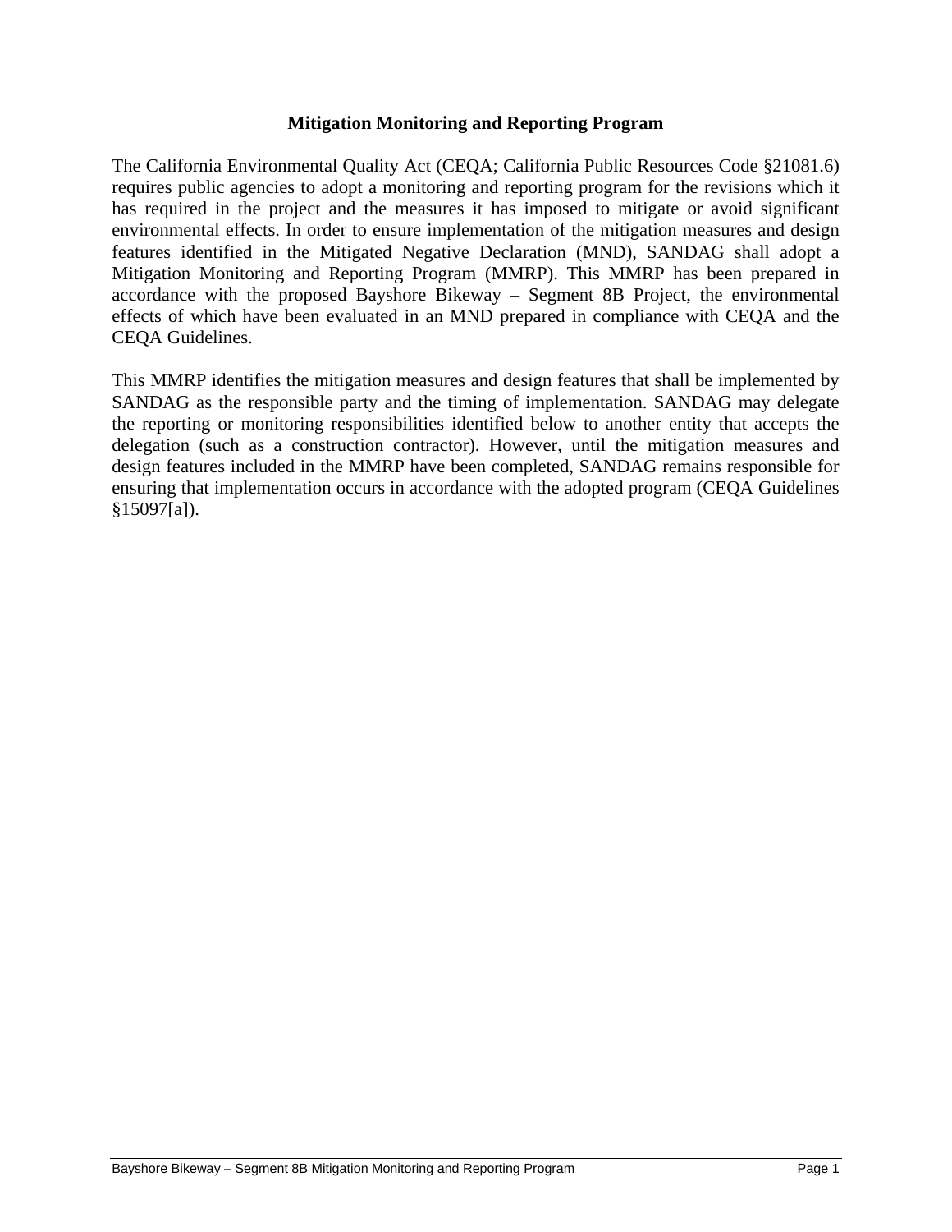## Mitigation Monitoring and Reporting Program

The California Environmental Quality Act (CEQA; California Public Resources Code §21081.6) requires public agencies to adopt a monitoring and reporting program for the revisions which it has required in the project and the measures it has imposed to mitigate or avoid significant environmental effects. In order to ensure implementation of the mitigation measures and design features identified in the Mitigated Negative Declaration (MND), SANDAG shall adopt a Mitigation Monitoring and Reporting Program (MMRP). This MMRP has been prepared in accordance with the proposed Bayshore Bikeway – Segment 8B Project, the environmental effects of which have been evaluated in an MND prepared in compliance with CEQA and the CEQA Guidelines.

This MMRP identifies the mitigation measures and design features that shall be implemented by SANDAG as the responsible party and the timing of implementation. SANDAG may delegate the reporting or monitoring responsibilities identified below to another entity that accepts the delegation (such as a construction contractor). However, until the mitigation measures and design features included in the MMRP have been completed, SANDAG remains responsible for ensuring that implementation occurs in accordance with the adopted program (CEQA Guidelines §15097[a]).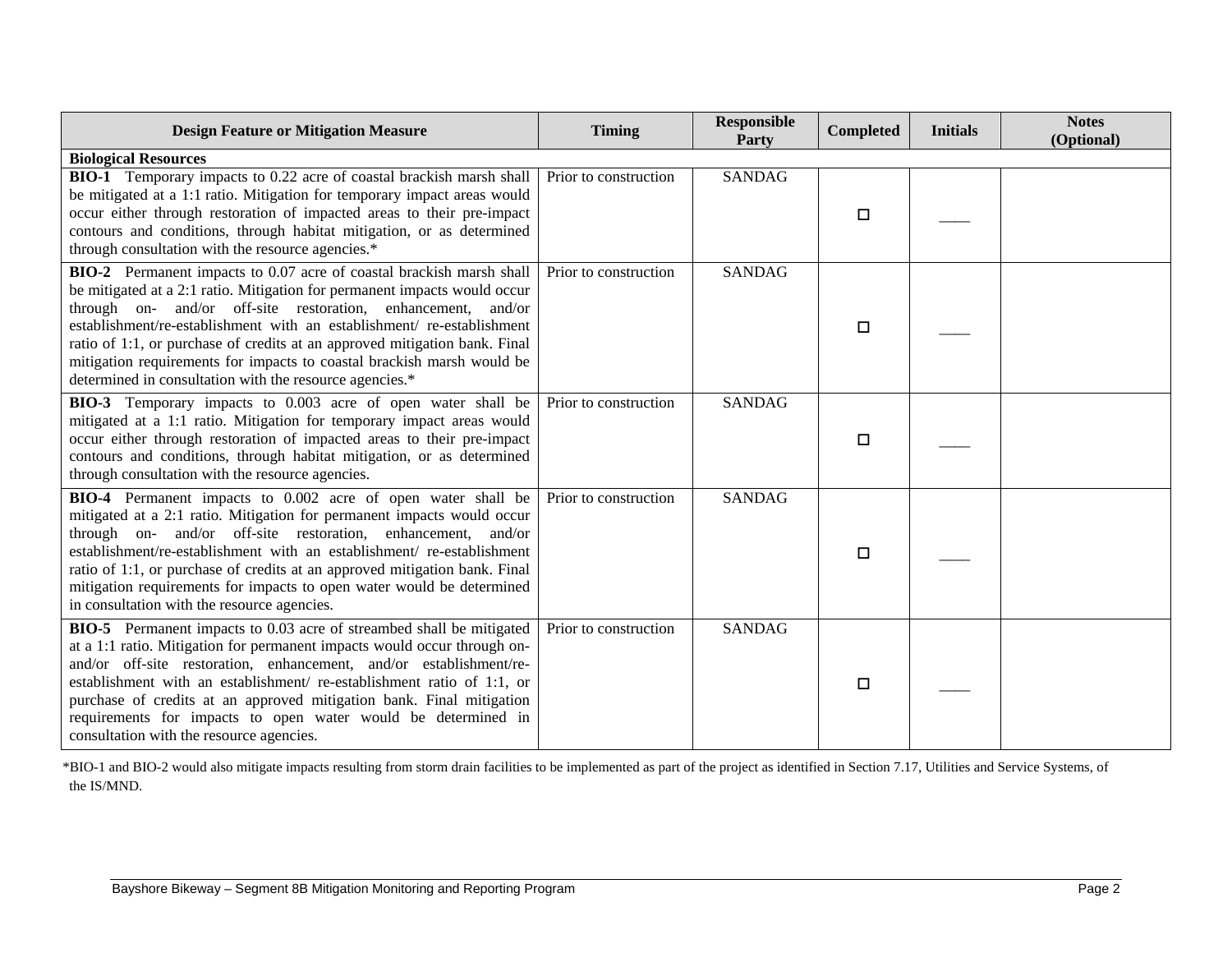| Design Feature or Mitigation Measure | Timing | Responsible Party | Completed | Initials | Notes (Optional) |
|---|---|---|---|---|---|
| **Biological Resources** | | | | | |
| **BIO-1** Temporary impacts to 0.22 acre of coastal brackish marsh shall be mitigated at a 1:1 ratio. Mitigation for temporary impact areas would occur either through restoration of impacted areas to their pre-impact contours and conditions, through habitat mitigation, or as determined through consultation with the resource agencies.* | Prior to construction | SANDAG | ☐ | ____ | |
| **BIO-2** Permanent impacts to 0.07 acre of coastal brackish marsh shall be mitigated at a 2:1 ratio. Mitigation for permanent impacts would occur through on- and/or off-site restoration, enhancement, and/or establishment/re-establishment with an establishment/ re-establishment ratio of 1:1, or purchase of credits at an approved mitigation bank. Final mitigation requirements for impacts to coastal brackish marsh would be determined in consultation with the resource agencies.* | Prior to construction | SANDAG | ☐ | ____ | |
| **BIO-3** Temporary impacts to 0.003 acre of open water shall be mitigated at a 1:1 ratio. Mitigation for temporary impact areas would occur either through restoration of impacted areas to their pre-impact contours and conditions, through habitat mitigation, or as determined through consultation with the resource agencies. | Prior to construction | SANDAG | ☐ | ____ | |
| **BIO-4** Permanent impacts to 0.002 acre of open water shall be mitigated at a 2:1 ratio. Mitigation for permanent impacts would occur through on- and/or off-site restoration, enhancement, and/or establishment/re-establishment with an establishment/ re-establishment ratio of 1:1, or purchase of credits at an approved mitigation bank. Final mitigation requirements for impacts to open water would be determined in consultation with the resource agencies. | Prior to construction | SANDAG | ☐ | ____ | |
| **BIO-5** Permanent impacts to 0.03 acre of streambed shall be mitigated at a 1:1 ratio. Mitigation for permanent impacts would occur through on- and/or off-site restoration, enhancement, and/or establishment/re-establishment with an establishment/ re-establishment ratio of 1:1, or purchase of credits at an approved mitigation bank. Final mitigation requirements for impacts to open water would be determined in consultation with the resource agencies. | Prior to construction | SANDAG | ☐ | ____ | |

*BIO-1 and BIO-2 would also mitigate impacts resulting from storm drain facilities to be implemented as part of the project as identified in Section 7.17, Utilities and Service Systems, of the IS/MND.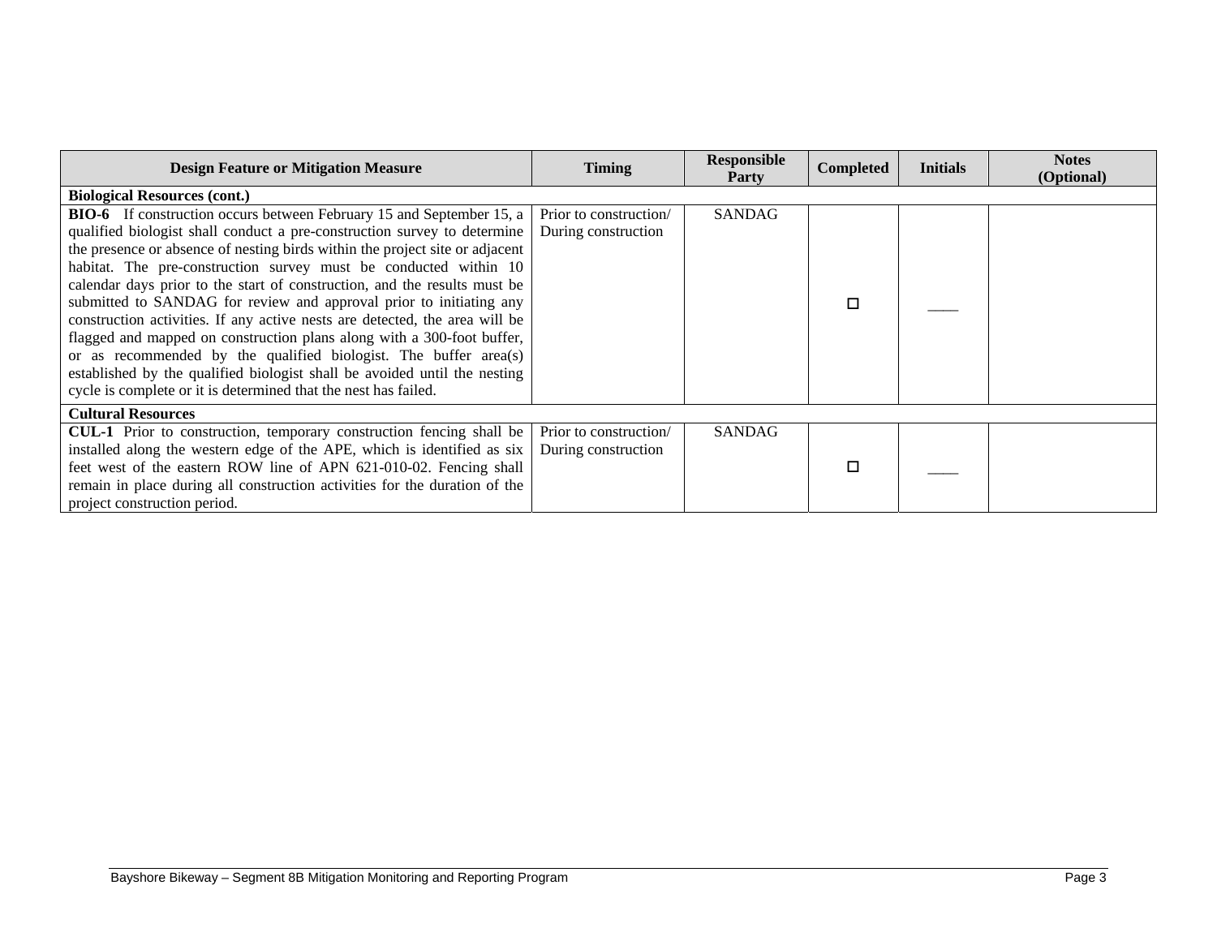| Design Feature or Mitigation Measure | Timing | Responsible Party | Completed | Initials | Notes (Optional) |
|---|---|---|---|---|---|
| **Biological Resources (cont.)** | | | | | |
| **BIO-6** If construction occurs between February 15 and September 15, a qualified biologist shall conduct a pre-construction survey to determine the presence or absence of nesting birds within the project site or adjacent habitat. The pre-construction survey must be conducted within 10 calendar days prior to the start of construction, and the results must be submitted to SANDAG for review and approval prior to initiating any construction activities. If any active nests are detected, the area will be flagged and mapped on construction plans along with a 300-foot buffer, or as recommended by the qualified biologist. The buffer area(s) established by the qualified biologist shall be avoided until the nesting cycle is complete or it is determined that the nest has failed. | Prior to construction/ During construction | SANDAG | ☐ | ____ | |
| **Cultural Resources** | | | | | |
| **CUL-1** Prior to construction, temporary construction fencing shall be installed along the western edge of the APE, which is identified as six feet west of the eastern ROW line of APN 621-010-02. Fencing shall remain in place during all construction activities for the duration of the project construction period. | Prior to construction/ During construction | SANDAG | ☐ | ____ | |